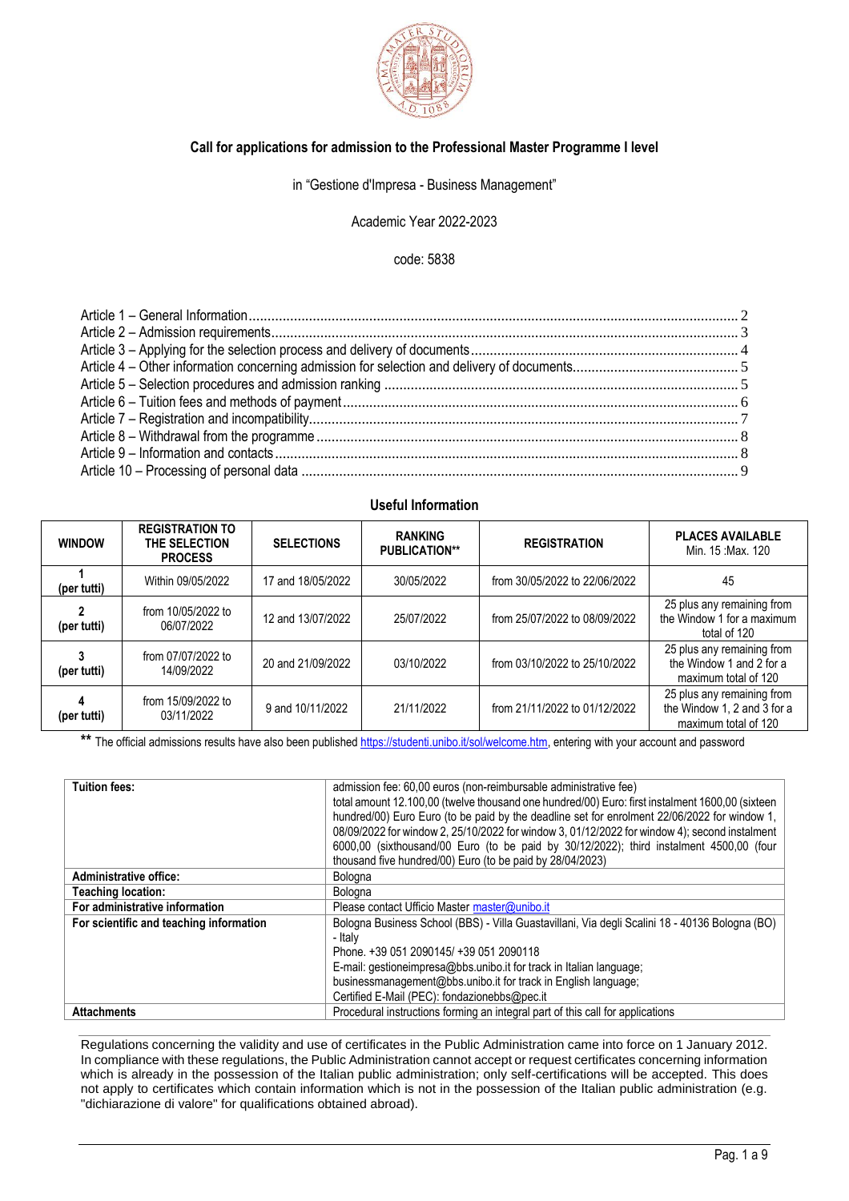### Call for applications for admission to the Professional Master Programme I level

in "Gestione d'Impresa - Business Management"

Academic Year 2022-2023

code: 5838

Article 1 – General Information ........ 2
Article 2 – Admission requirements ........ 3
Article 3 – Applying for the selection process and delivery of documents ........ 4
Article 4 – Other information concerning admission for selection and delivery of documents ........ 5
Article 5 – Selection procedures and admission ranking ........ 5
Article 6 – Tuition fees and methods of payment ........ 6
Article 7 – Registration and incompatibility ........ 7
Article 8 – Withdrawal from the programme ........ 8
Article 9 – Information and contacts ........ 8
Article 10 – Processing of personal data ........ 9

#### Useful Information

| WINDOW | REGISTRATION TO THE SELECTION PROCESS | SELECTIONS | RANKING PUBLICATION** | REGISTRATION | PLACES AVAILABLE Min. 15 :Max. 120 |
|---|---|---|---|---|---|
| **1 (per tutti)** | Within 09/05/2022 | 17 and 18/05/2022 | 30/05/2022 | from 30/05/2022 to 22/06/2022 | 45 |
| **2 (per tutti)** | from 10/05/2022 to 06/07/2022 | 12 and 13/07/2022 | 25/07/2022 | from 25/07/2022 to 08/09/2022 | 25 plus any remaining from the Window 1 for a maximum total of 120 |
| **3 (per tutti)** | from 07/07/2022 to 14/09/2022 | 20 and 21/09/2022 | 03/10/2022 | from 03/10/2022 to 25/10/2022 | 25 plus any remaining from the Window 1 and 2 for a maximum total of 120 |
| **4 (per tutti)** | from 15/09/2022 to 03/11/2022 | 9 and 10/11/2022 | 21/11/2022 | from 21/11/2022 to 01/12/2022 | 25 plus any remaining from the Window 1, 2 and 3 for a maximum total of 120 |

** The official admissions results have also been published https://studenti.unibo.it/sol/welcome.htm, entering with your account and password

| | |
|---|---|
| **Tuition fees:** | admission fee: 60,00 euros (non-reimbursable administrative fee) total amount 12.100,00 (twelve thousand one hundred/00) Euro: first instalment 1600,00 (sixteen hundred/00) Euro Euro (to be paid by the deadline set for enrolment 22/06/2022 for window 1, 08/09/2022 for window 2, 25/10/2022 for window 3, 01/12/2022 for window 4); second instalment 6000,00 (sixthousand/00 Euro (to be paid by 30/12/2022); third instalment 4500,00 (four thousand five hundred/00) Euro (to be paid by 28/04/2023) |
| **Administrative office:** | Bologna |
| **Teaching location:** | Bologna |
| **For administrative information** | Please contact Ufficio Master master@unibo.it |
| **For scientific and teaching information** | Bologna Business School (BBS) - Villa Guastavillani, Via degli Scalini 18 - 40136 Bologna (BO) - Italy<br>Phone. +39 051 2090145/ +39 051 2090118<br>E-mail: gestioneimpresa@bbs.unibo.it for track in Italian language;<br>businessmanagement@bbs.unibo.it for track in English language;<br>Certified E-Mail (PEC): fondazionebbs@pec.it |
| **Attachments** | Procedural instructions forming an integral part of this call for applications |

Regulations concerning the validity and use of certificates in the Public Administration came into force on 1 January 2012. In compliance with these regulations, the Public Administration cannot accept or request certificates concerning information which is already in the possession of the Italian public administration; only self-certifications will be accepted. This does not apply to certificates which contain information which is not in the possession of the Italian public administration (e.g. "dichiarazione di valore" for qualifications obtained abroad).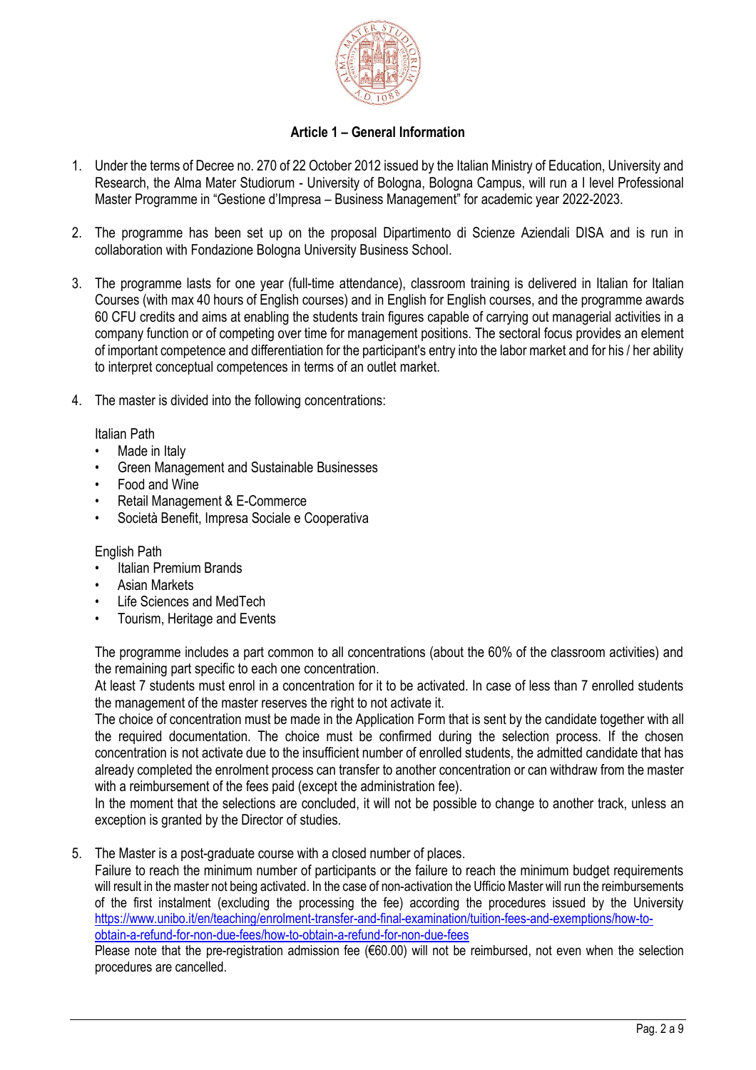### Article 1 – General Information

1. Under the terms of Decree no. 270 of 22 October 2012 issued by the Italian Ministry of Education, University and Research, the Alma Mater Studiorum - University of Bologna, Bologna Campus, will run a I level Professional Master Programme in "Gestione d'Impresa – Business Management" for academic year 2022-2023.

2. The programme has been set up on the proposal Dipartimento di Scienze Aziendali DISA and is run in collaboration with Fondazione Bologna University Business School.

3. The programme lasts for one year (full-time attendance), classroom training is delivered in Italian for Italian Courses (with max 40 hours of English courses) and in English for English courses, and the programme awards 60 CFU credits and aims at enabling the students train figures capable of carrying out managerial activities in a company function or of competing over time for management positions. The sectoral focus provides an element of important competence and differentiation for the participant's entry into the labor market and for his / her ability to interpret conceptual competences in terms of an outlet market.

4. The master is divided into the following concentrations:

   Italian Path
   - Made in Italy
   - Green Management and Sustainable Businesses
   - Food and Wine
   - Retail Management & E-Commerce
   - Società Benefit, Impresa Sociale e Cooperativa

   English Path
   - Italian Premium Brands
   - Asian Markets
   - Life Sciences and MedTech
   - Tourism, Heritage and Events

   The programme includes a part common to all concentrations (about the 60% of the classroom activities) and the remaining part specific to each one concentration.
   At least 7 students must enrol in a concentration for it to be activated. In case of less than 7 enrolled students the management of the master reserves the right to not activate it.
   The choice of concentration must be made in the Application Form that is sent by the candidate together with all the required documentation. The choice must be confirmed during the selection process. If the chosen concentration is not activate due to the insufficient number of enrolled students, the admitted candidate that has already completed the enrolment process can transfer to another concentration or can withdraw from the master with a reimbursement of the fees paid (except the administration fee).
   In the moment that the selections are concluded, it will not be possible to change to another track, unless an exception is granted by the Director of studies.

5. The Master is a post-graduate course with a closed number of places.
   Failure to reach the minimum number of participants or the failure to reach the minimum budget requirements will result in the master not being activated. In the case of non-activation the Ufficio Master will run the reimbursements of the first instalment (excluding the processing the fee) according the procedures issued by the University https://www.unibo.it/en/teaching/enrolment-transfer-and-final-examination/tuition-fees-and-exemptions/how-to-obtain-a-refund-for-non-due-fees/how-to-obtain-a-refund-for-non-due-fees
   Please note that the pre-registration admission fee (€60.00) will not be reimbursed, not even when the selection procedures are cancelled.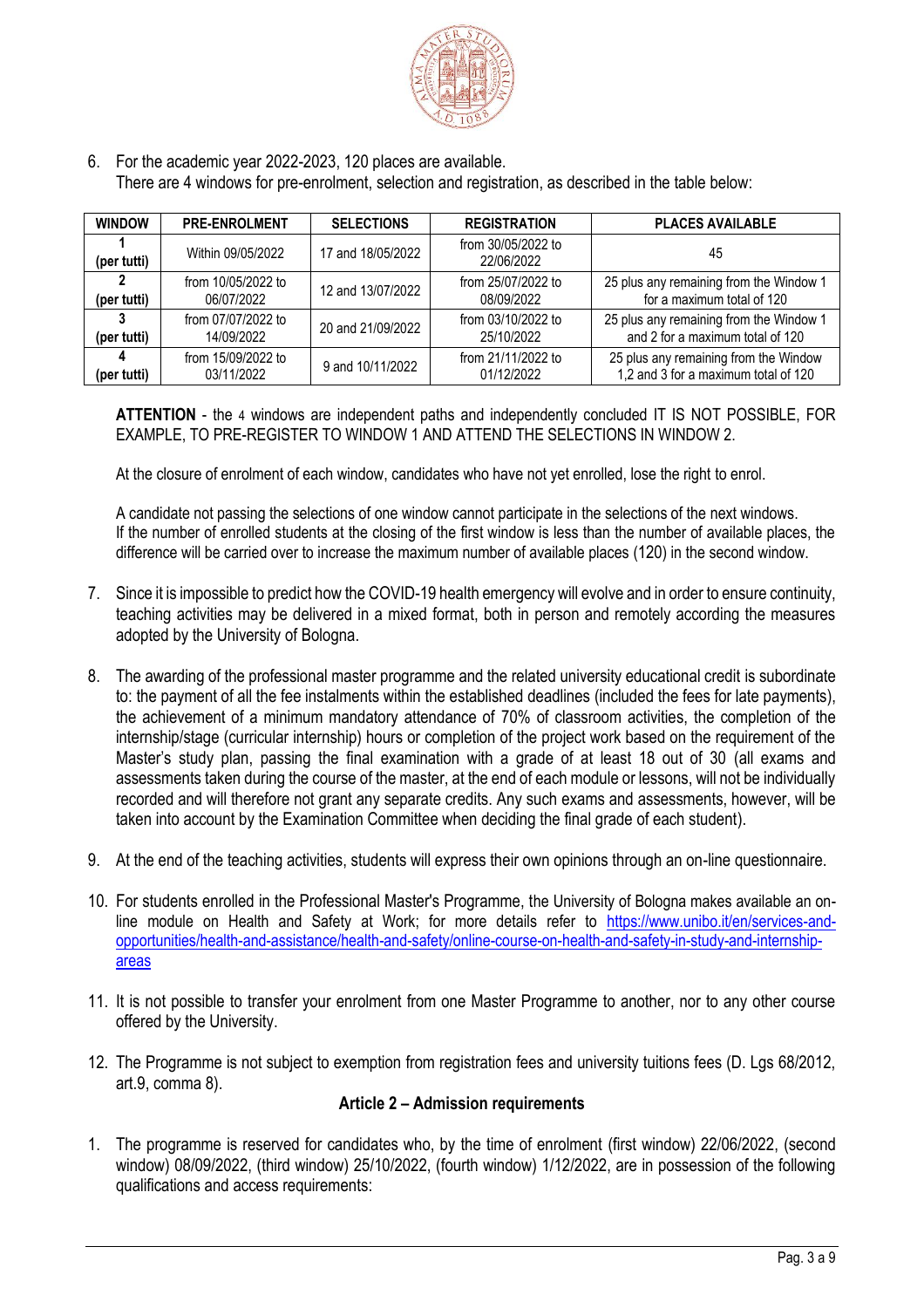6. For the academic year 2022-2023, 120 places are available.
   There are 4 windows for pre-enrolment, selection and registration, as described in the table below:

| WINDOW | PRE-ENROLMENT | SELECTIONS | REGISTRATION | PLACES AVAILABLE |
|---|---|---|---|---|
| **1 (per tutti)** | Within 09/05/2022 | 17 and 18/05/2022 | from 30/05/2022 to 22/06/2022 | 45 |
| **2 (per tutti)** | from 10/05/2022 to 06/07/2022 | 12 and 13/07/2022 | from 25/07/2022 to 08/09/2022 | 25 plus any remaining from the Window 1 for a maximum total of 120 |
| **3 (per tutti)** | from 07/07/2022 to 14/09/2022 | 20 and 21/09/2022 | from 03/10/2022 to 25/10/2022 | 25 plus any remaining from the Window 1 and 2 for a maximum total of 120 |
| **4 (per tutti)** | from 15/09/2022 to 03/11/2022 | 9 and 10/11/2022 | from 21/11/2022 to 01/12/2022 | 25 plus any remaining from the Window 1,2 and 3 for a maximum total of 120 |

   **ATTENTION** - the 4 windows are independent paths and independently concluded IT IS NOT POSSIBLE, FOR EXAMPLE, TO PRE-REGISTER TO WINDOW 1 AND ATTEND THE SELECTIONS IN WINDOW 2.

   At the closure of enrolment of each window, candidates who have not yet enrolled, lose the right to enrol.

   A candidate not passing the selections of one window cannot participate in the selections of the next windows.
   If the number of enrolled students at the closing of the first window is less than the number of available places, the difference will be carried over to increase the maximum number of available places (120) in the second window.

7. Since it is impossible to predict how the COVID-19 health emergency will evolve and in order to ensure continuity, teaching activities may be delivered in a mixed format, both in person and remotely according the measures adopted by the University of Bologna.

8. The awarding of the professional master programme and the related university educational credit is subordinate to: the payment of all the fee instalments within the established deadlines (included the fees for late payments), the achievement of a minimum mandatory attendance of 70% of classroom activities, the completion of the internship/stage (curricular internship) hours or completion of the project work based on the requirement of the Master's study plan, passing the final examination with a grade of at least 18 out of 30 (all exams and assessments taken during the course of the master, at the end of each module or lessons, will not be individually recorded and will therefore not grant any separate credits. Any such exams and assessments, however, will be taken into account by the Examination Committee when deciding the final grade of each student).

9. At the end of the teaching activities, students will express their own opinions through an on-line questionnaire.

10. For students enrolled in the Professional Master's Programme, the University of Bologna makes available an on-line module on Health and Safety at Work; for more details refer to [https://www.unibo.it/en/services-and-opportunities/health-and-assistance/health-and-safety/online-course-on-health-and-safety-in-study-and-internship-areas](https://www.unibo.it/en/services-and-opportunities/health-and-assistance/health-and-safety/online-course-on-health-and-safety-in-study-and-internship-areas)

11. It is not possible to transfer your enrolment from one Master Programme to another, nor to any other course offered by the University.

12. The Programme is not subject to exemption from registration fees and university tuitions fees (D. Lgs 68/2012, art.9, comma 8).

## Article 2 – Admission requirements

1. The programme is reserved for candidates who, by the time of enrolment (first window) 22/06/2022, (second window) 08/09/2022, (third window) 25/10/2022, (fourth window) 1/12/2022, are in possession of the following qualifications and access requirements: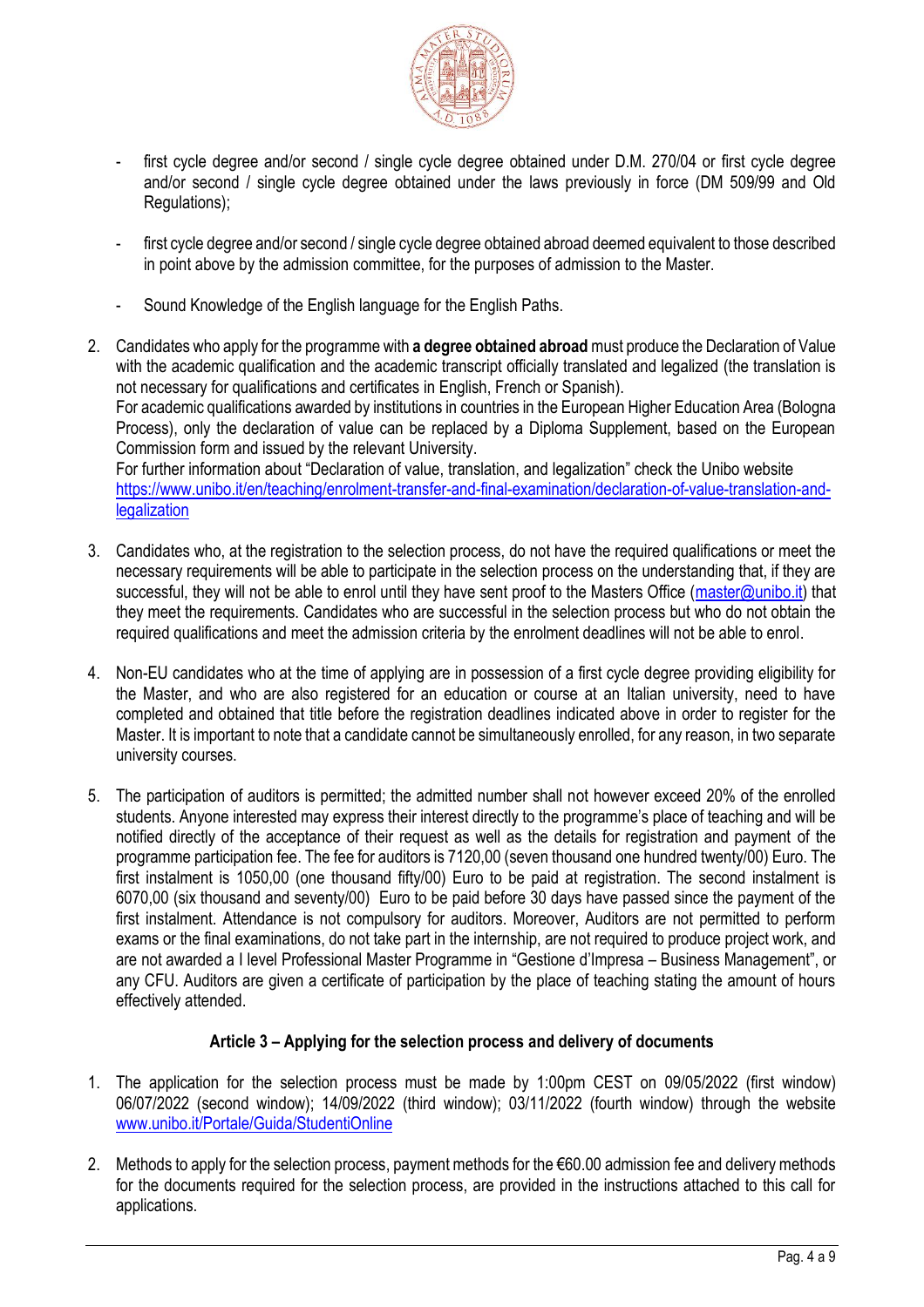- first cycle degree and/or second / single cycle degree obtained under D.M. 270/04 or first cycle degree and/or second / single cycle degree obtained under the laws previously in force (DM 509/99 and Old Regulations);
- first cycle degree and/or second / single cycle degree obtained abroad deemed equivalent to those described in point above by the admission committee, for the purposes of admission to the Master.
- Sound Knowledge of the English language for the English Paths.

2. Candidates who apply for the programme with **a degree obtained abroad** must produce the Declaration of Value with the academic qualification and the academic transcript officially translated and legalized (the translation is not necessary for qualifications and certificates in English, French or Spanish).
   For academic qualifications awarded by institutions in countries in the European Higher Education Area (Bologna Process), only the declaration of value can be replaced by a Diploma Supplement, based on the European Commission form and issued by the relevant University.
   For further information about "Declaration of value, translation, and legalization" check the Unibo website https://www.unibo.it/en/teaching/enrolment-transfer-and-final-examination/declaration-of-value-translation-and-legalization

3. Candidates who, at the registration to the selection process, do not have the required qualifications or meet the necessary requirements will be able to participate in the selection process on the understanding that, if they are successful, they will not be able to enrol until they have sent proof to the Masters Office (master@unibo.it) that they meet the requirements. Candidates who are successful in the selection process but who do not obtain the required qualifications and meet the admission criteria by the enrolment deadlines will not be able to enrol.

4. Non-EU candidates who at the time of applying are in possession of a first cycle degree providing eligibility for the Master, and who are also registered for an education or course at an Italian university, need to have completed and obtained that title before the registration deadlines indicated above in order to register for the Master. It is important to note that a candidate cannot be simultaneously enrolled, for any reason, in two separate university courses.

5. The participation of auditors is permitted; the admitted number shall not however exceed 20% of the enrolled students. Anyone interested may express their interest directly to the programme's place of teaching and will be notified directly of the acceptance of their request as well as the details for registration and payment of the programme participation fee. The fee for auditors is 7120,00 (seven thousand one hundred twenty/00) Euro. The first instalment is 1050,00 (one thousand fifty/00) Euro to be paid at registration. The second instalment is 6070,00 (six thousand and seventy/00) Euro to be paid before 30 days have passed since the payment of the first instalment. Attendance is not compulsory for auditors. Moreover, Auditors are not permitted to perform exams or the final examinations, do not take part in the internship, are not required to produce project work, and are not awarded a I level Professional Master Programme in "Gestione d'Impresa – Business Management", or any CFU. Auditors are given a certificate of participation by the place of teaching stating the amount of hours effectively attended.

### Article 3 – Applying for the selection process and delivery of documents

1. The application for the selection process must be made by 1:00pm CEST on 09/05/2022 (first window) 06/07/2022 (second window); 14/09/2022 (third window); 03/11/2022 (fourth window) through the website www.unibo.it/Portale/Guida/StudentiOnline

2. Methods to apply for the selection process, payment methods for the €60.00 admission fee and delivery methods for the documents required for the selection process, are provided in the instructions attached to this call for applications.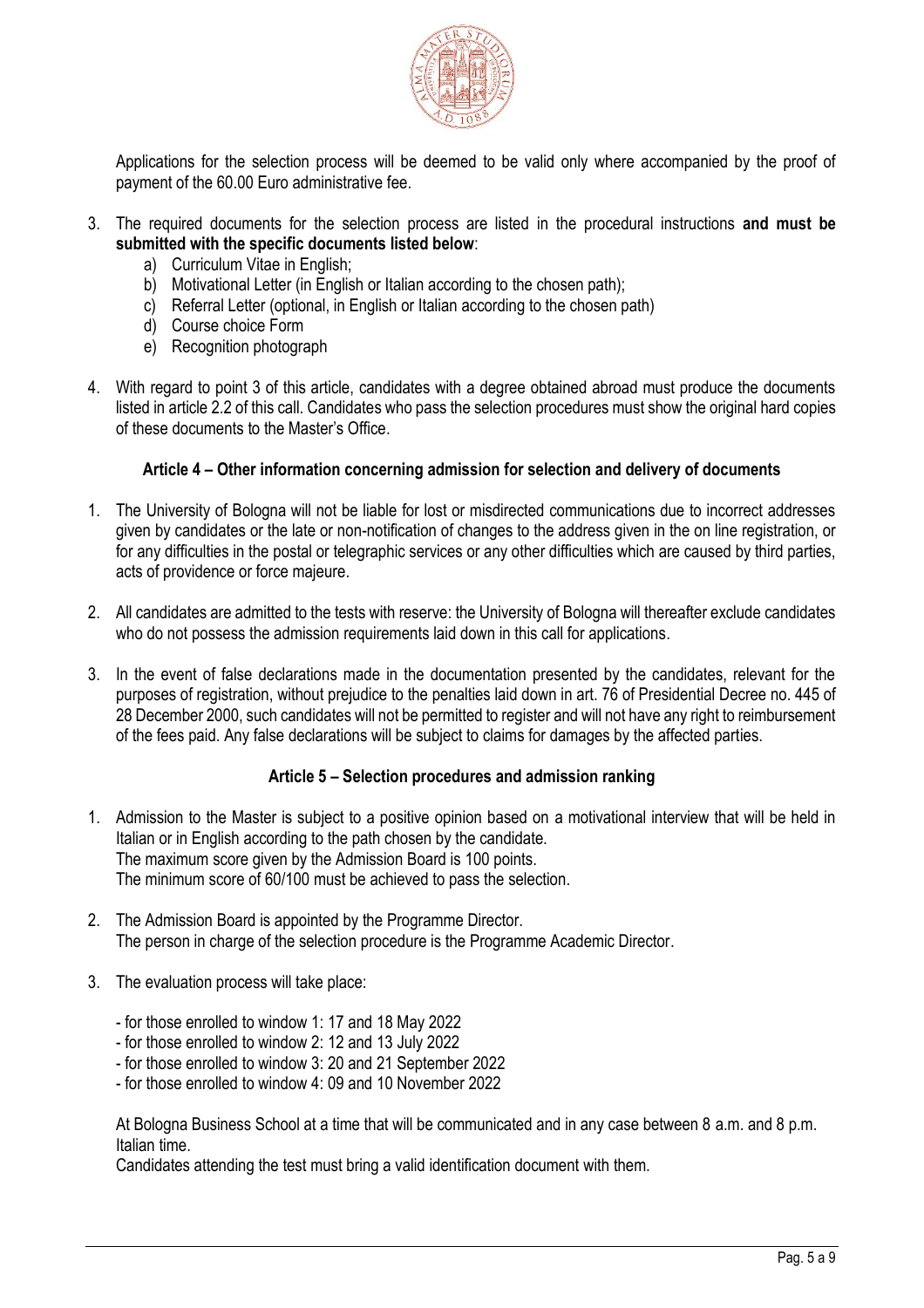Applications for the selection process will be deemed to be valid only where accompanied by the proof of payment of the 60.00 Euro administrative fee.

3. The required documents for the selection process are listed in the procedural instructions **and must be submitted with the specific documents listed below**:
   a) Curriculum Vitae in English;
   b) Motivational Letter (in English or Italian according to the chosen path);
   c) Referral Letter (optional, in English or Italian according to the chosen path)
   d) Course choice Form
   e) Recognition photograph

4. With regard to point 3 of this article, candidates with a degree obtained abroad must produce the documents listed in article 2.2 of this call. Candidates who pass the selection procedures must show the original hard copies of these documents to the Master's Office.

### Article 4 – Other information concerning admission for selection and delivery of documents

1. The University of Bologna will not be liable for lost or misdirected communications due to incorrect addresses given by candidates or the late or non-notification of changes to the address given in the on line registration, or for any difficulties in the postal or telegraphic services or any other difficulties which are caused by third parties, acts of providence or force majeure.

2. All candidates are admitted to the tests with reserve: the University of Bologna will thereafter exclude candidates who do not possess the admission requirements laid down in this call for applications.

3. In the event of false declarations made in the documentation presented by the candidates, relevant for the purposes of registration, without prejudice to the penalties laid down in art. 76 of Presidential Decree no. 445 of 28 December 2000, such candidates will not be permitted to register and will not have any right to reimbursement of the fees paid. Any false declarations will be subject to claims for damages by the affected parties.

### Article 5 – Selection procedures and admission ranking

1. Admission to the Master is subject to a positive opinion based on a motivational interview that will be held in Italian or in English according to the path chosen by the candidate.
   The maximum score given by the Admission Board is 100 points.
   The minimum score of 60/100 must be achieved to pass the selection.

2. The Admission Board is appointed by the Programme Director.
   The person in charge of the selection procedure is the Programme Academic Director.

3. The evaluation process will take place:

   - for those enrolled to window 1: 17 and 18 May 2022
   - for those enrolled to window 2: 12 and 13 July 2022
   - for those enrolled to window 3: 20 and 21 September 2022
   - for those enrolled to window 4: 09 and 10 November 2022

   At Bologna Business School at a time that will be communicated and in any case between 8 a.m. and 8 p.m. Italian time.
   Candidates attending the test must bring a valid identification document with them.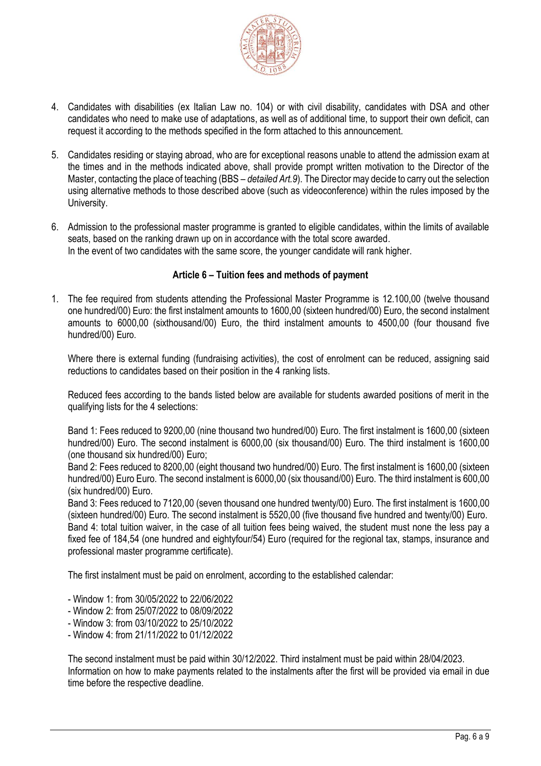4. Candidates with disabilities (ex Italian Law no. 104) or with civil disability, candidates with DSA and other candidates who need to make use of adaptations, as well as of additional time, to support their own deficit, can request it according to the methods specified in the form attached to this announcement.

5. Candidates residing or staying abroad, who are for exceptional reasons unable to attend the admission exam at the times and in the methods indicated above, shall provide prompt written motivation to the Director of the Master, contacting the place of teaching (BBS – *detailed Art.9*). The Director may decide to carry out the selection using alternative methods to those described above (such as videoconference) within the rules imposed by the University.

6. Admission to the professional master programme is granted to eligible candidates, within the limits of available seats, based on the ranking drawn up on in accordance with the total score awarded.
   In the event of two candidates with the same score, the younger candidate will rank higher.

### Article 6 – Tuition fees and methods of payment

1. The fee required from students attending the Professional Master Programme is 12.100,00 (twelve thousand one hundred/00) Euro: the first instalment amounts to 1600,00 (sixteen hundred/00) Euro, the second instalment amounts to 6000,00 (sixthousand/00) Euro, the third instalment amounts to 4500,00 (four thousand five hundred/00) Euro.

   Where there is external funding (fundraising activities), the cost of enrolment can be reduced, assigning said reductions to candidates based on their position in the 4 ranking lists.

   Reduced fees according to the bands listed below are available for students awarded positions of merit in the qualifying lists for the 4 selections:

   Band 1: Fees reduced to 9200,00 (nine thousand two hundred/00) Euro. The first instalment is 1600,00 (sixteen hundred/00) Euro. The second instalment is 6000,00 (six thousand/00) Euro. The third instalment is 1600,00 (one thousand six hundred/00) Euro;
   Band 2: Fees reduced to 8200,00 (eight thousand two hundred/00) Euro. The first instalment is 1600,00 (sixteen hundred/00) Euro Euro. The second instalment is 6000,00 (six thousand/00) Euro. The third instalment is 600,00 (six hundred/00) Euro.
   Band 3: Fees reduced to 7120,00 (seven thousand one hundred twenty/00) Euro. The first instalment is 1600,00 (sixteen hundred/00) Euro. The second instalment is 5520,00 (five thousand five hundred and twenty/00) Euro.
   Band 4: total tuition waiver, in the case of all tuition fees being waived, the student must none the less pay a fixed fee of 184,54 (one hundred and eightyfour/54) Euro (required for the regional tax, stamps, insurance and professional master programme certificate).

   The first instalment must be paid on enrolment, according to the established calendar:

   - Window 1: from 30/05/2022 to 22/06/2022
   - Window 2: from 25/07/2022 to 08/09/2022
   - Window 3: from 03/10/2022 to 25/10/2022
   - Window 4: from 21/11/2022 to 01/12/2022

   The second instalment must be paid within 30/12/2022. Third instalment must be paid within 28/04/2023.
   Information on how to make payments related to the instalments after the first will be provided via email in due time before the respective deadline.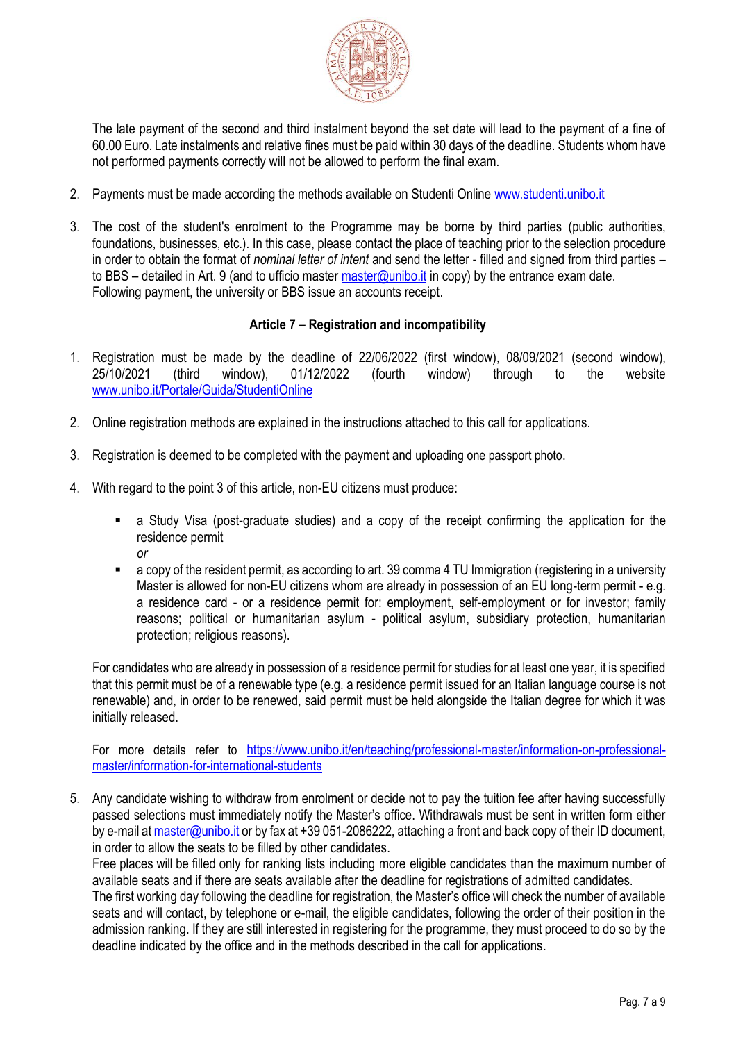The late payment of the second and third instalment beyond the set date will lead to the payment of a fine of 60.00 Euro. Late instalments and relative fines must be paid within 30 days of the deadline. Students whom have not performed payments correctly will not be allowed to perform the final exam.

2. Payments must be made according the methods available on Studenti Online www.studenti.unibo.it

3. The cost of the student's enrolment to the Programme may be borne by third parties (public authorities, foundations, businesses, etc.). In this case, please contact the place of teaching prior to the selection procedure in order to obtain the format of *nominal letter of intent* and send the letter - filled and signed from third parties – to BBS – detailed in Art. 9 (and to ufficio master master@unibo.it in copy) by the entrance exam date.
   Following payment, the university or BBS issue an accounts receipt.

### Article 7 – Registration and incompatibility

1. Registration must be made by the deadline of 22/06/2022 (first window), 08/09/2021 (second window), 25/10/2021 (third window), 01/12/2022 (fourth window) through to the website www.unibo.it/Portale/Guida/StudentiOnline

2. Online registration methods are explained in the instructions attached to this call for applications.

3. Registration is deemed to be completed with the payment and uploading one passport photo.

4. With regard to the point 3 of this article, non-EU citizens must produce:

   - a Study Visa (post-graduate studies) and a copy of the receipt confirming the application for the residence permit
     *or*
   - a copy of the resident permit, as according to art. 39 comma 4 TU Immigration (registering in a university Master is allowed for non-EU citizens whom are already in possession of an EU long-term permit - e.g. a residence card - or a residence permit for: employment, self-employment or for investor; family reasons; political or humanitarian asylum - political asylum, subsidiary protection, humanitarian protection; religious reasons).

   For candidates who are already in possession of a residence permit for studies for at least one year, it is specified that this permit must be of a renewable type (e.g. a residence permit issued for an Italian language course is not renewable) and, in order to be renewed, said permit must be held alongside the Italian degree for which it was initially released.

   For more details refer to https://www.unibo.it/en/teaching/professional-master/information-on-professional-master/information-for-international-students

5. Any candidate wishing to withdraw from enrolment or decide not to pay the tuition fee after having successfully passed selections must immediately notify the Master's office. Withdrawals must be sent in written form either by e-mail at master@unibo.it or by fax at +39 051-2086222, attaching a front and back copy of their ID document, in order to allow the seats to be filled by other candidates.
   Free places will be filled only for ranking lists including more eligible candidates than the maximum number of available seats and if there are seats available after the deadline for registrations of admitted candidates.
   The first working day following the deadline for registration, the Master's office will check the number of available seats and will contact, by telephone or e-mail, the eligible candidates, following the order of their position in the admission ranking. If they are still interested in registering for the programme, they must proceed to do so by the deadline indicated by the office and in the methods described in the call for applications.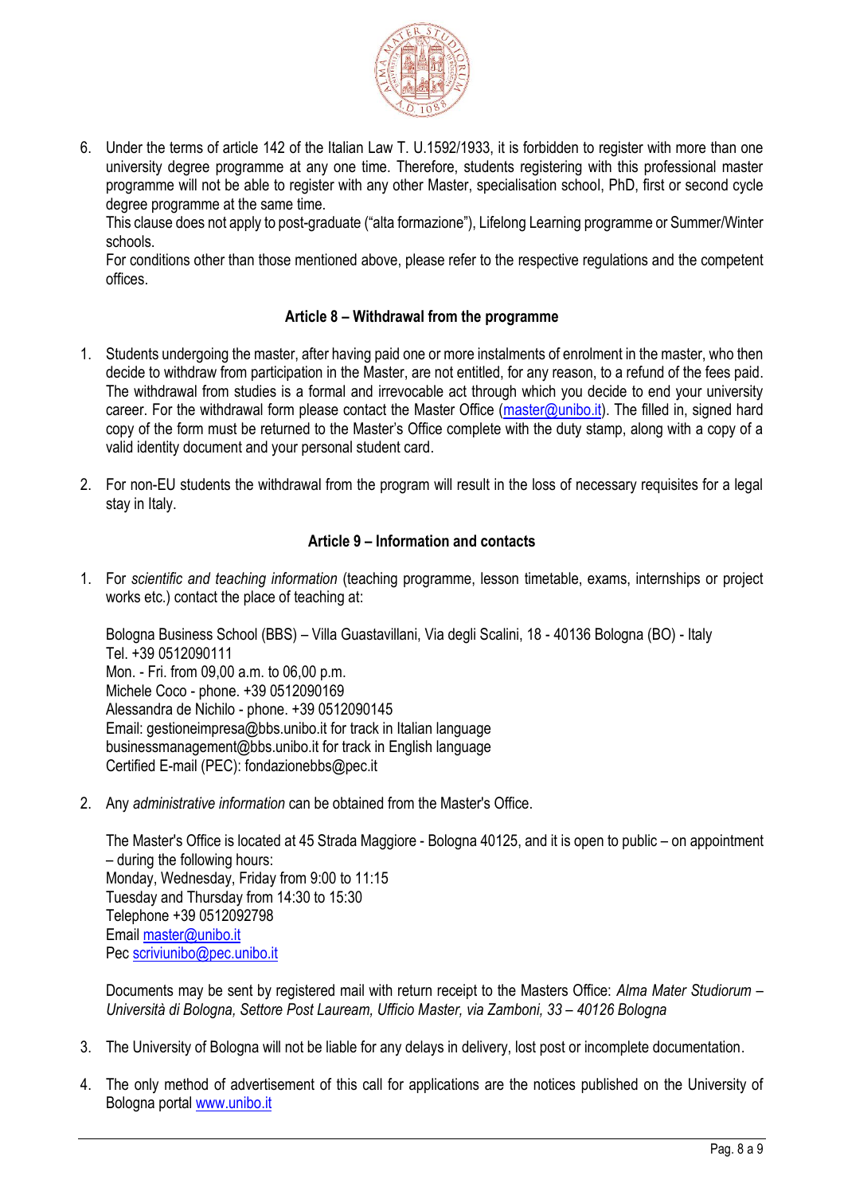6. Under the terms of article 142 of the Italian Law T. U.1592/1933, it is forbidden to register with more than one university degree programme at any one time. Therefore, students registering with this professional master programme will not be able to register with any other Master, specialisation school, PhD, first or second cycle degree programme at the same time.
   This clause does not apply to post-graduate ("alta formazione"), Lifelong Learning programme or Summer/Winter schools.
   For conditions other than those mentioned above, please refer to the respective regulations and the competent offices.

### Article 8 – Withdrawal from the programme

1. Students undergoing the master, after having paid one or more instalments of enrolment in the master, who then decide to withdraw from participation in the Master, are not entitled, for any reason, to a refund of the fees paid. The withdrawal from studies is a formal and irrevocable act through which you decide to end your university career. For the withdrawal form please contact the Master Office (master@unibo.it). The filled in, signed hard copy of the form must be returned to the Master's Office complete with the duty stamp, along with a copy of a valid identity document and your personal student card.

2. For non-EU students the withdrawal from the program will result in the loss of necessary requisites for a legal stay in Italy.

### Article 9 – Information and contacts

1. For *scientific and teaching information* (teaching programme, lesson timetable, exams, internships or project works etc.) contact the place of teaching at:

   Bologna Business School (BBS) – Villa Guastavillani, Via degli Scalini, 18 - 40136 Bologna (BO) - Italy
   Tel. +39 0512090111
   Mon. - Fri. from 09,00 a.m. to 06,00 p.m.
   Michele Coco - phone. +39 0512090169
   Alessandra de Nichilo - phone. +39 0512090145
   Email: gestioneimpresa@bbs.unibo.it for track in Italian language
   businessmanagement@bbs.unibo.it for track in English language
   Certified E-mail (PEC): fondazionebbs@pec.it

2. Any *administrative information* can be obtained from the Master's Office.

   The Master's Office is located at 45 Strada Maggiore - Bologna 40125, and it is open to public – on appointment – during the following hours:
   Monday, Wednesday, Friday from 9:00 to 11:15
   Tuesday and Thursday from 14:30 to 15:30
   Telephone +39 0512092798
   Email master@unibo.it
   Pec scriviunibo@pec.unibo.it

   Documents may be sent by registered mail with return receipt to the Masters Office: *Alma Mater Studiorum – Università di Bologna, Settore Post Lauream, Ufficio Master, via Zamboni, 33 – 40126 Bologna*

3. The University of Bologna will not be liable for any delays in delivery, lost post or incomplete documentation.

4. The only method of advertisement of this call for applications are the notices published on the University of Bologna portal www.unibo.it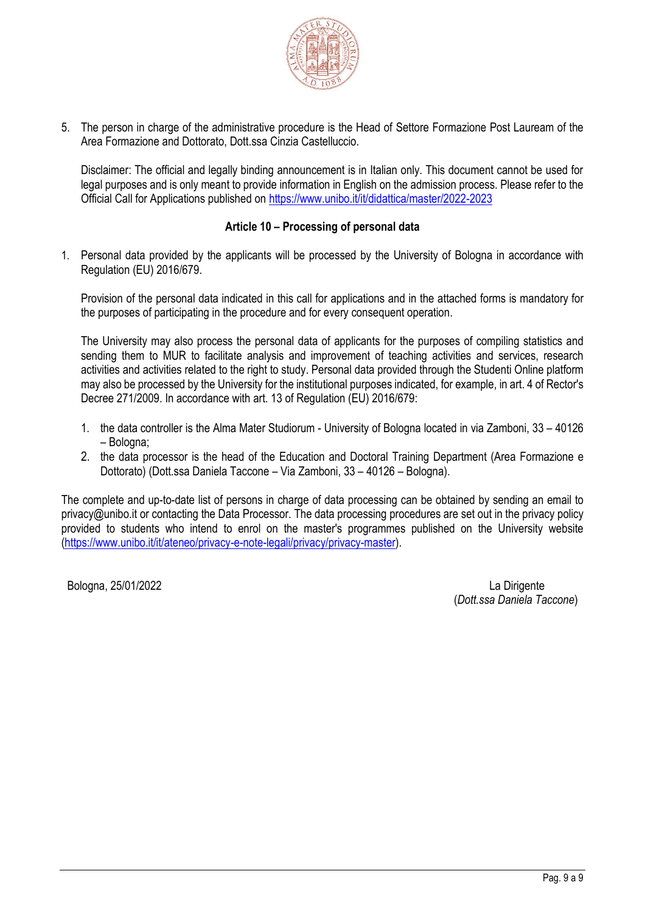5. The person in charge of the administrative procedure is the Head of Settore Formazione Post Lauream of the Area Formazione and Dottorato, Dott.ssa Cinzia Castelluccio.

   Disclaimer: The official and legally binding announcement is in Italian only. This document cannot be used for legal purposes and is only meant to provide information in English on the admission process. Please refer to the Official Call for Applications published on https://www.unibo.it/it/didattica/master/2022-2023

### Article 10 – Processing of personal data

1. Personal data provided by the applicants will be processed by the University of Bologna in accordance with Regulation (EU) 2016/679.

   Provision of the personal data indicated in this call for applications and in the attached forms is mandatory for the purposes of participating in the procedure and for every consequent operation.

   The University may also process the personal data of applicants for the purposes of compiling statistics and sending them to MUR to facilitate analysis and improvement of teaching activities and services, research activities and activities related to the right to study. Personal data provided through the Studenti Online platform may also be processed by the University for the institutional purposes indicated, for example, in art. 4 of Rector's Decree 271/2009. In accordance with art. 13 of Regulation (EU) 2016/679:

   1. the data controller is the Alma Mater Studiorum - University of Bologna located in via Zamboni, 33 – 40126 – Bologna;
   2. the data processor is the head of the Education and Doctoral Training Department (Area Formazione e Dottorato) (Dott.ssa Daniela Taccone – Via Zamboni, 33 – 40126 – Bologna).

The complete and up-to-date list of persons in charge of data processing can be obtained by sending an email to privacy@unibo.it or contacting the Data Processor. The data processing procedures are set out in the privacy policy provided to students who intend to enrol on the master's programmes published on the University website (https://www.unibo.it/it/ateneo/privacy-e-note-legali/privacy/privacy-master).

Bologna, 25/01/2022

La Dirigente
(*Dott.ssa Daniela Taccone*)